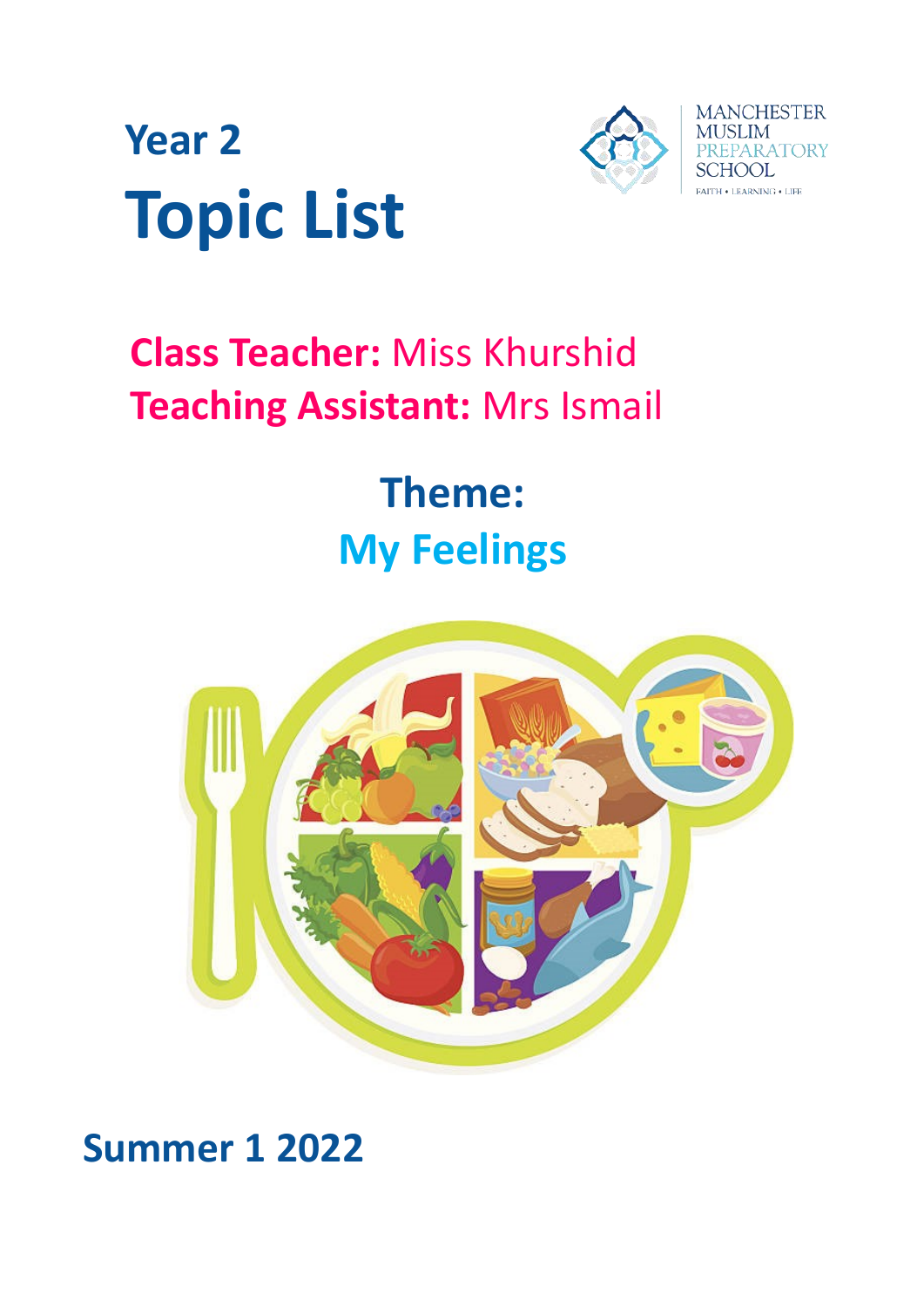# Year 2
# Topic List

MANCHESTER MUSLIM PREPARATORY SCHOOL

FAITH • LEARNING • LIFE

**Class Teacher:** Miss Khurshid
**Teaching Assistant:** Mrs Ismail

## Theme:
## My Feelings

## Summer 1 2022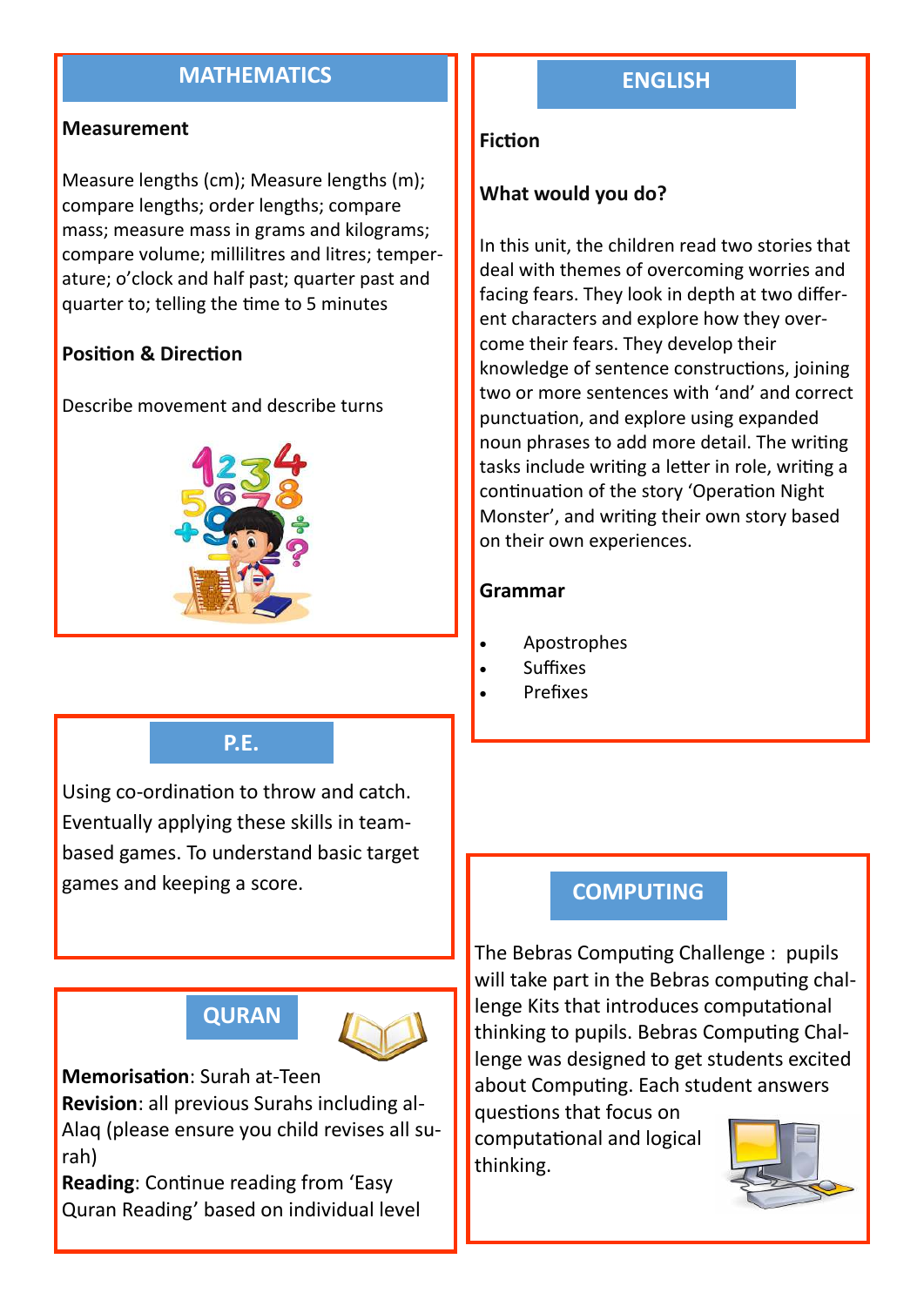## MATHEMATICS

**Measurement**

Measure lengths (cm); Measure lengths (m); compare lengths; order lengths; compare mass; measure mass in grams and kilograms; compare volume; millilitres and litres; temperature; o'clock and half past; quarter past and quarter to; telling the time to 5 minutes

**Position & Direction**

Describe movement and describe turns

## ENGLISH

**Fiction**

**What would you do?**

In this unit, the children read two stories that deal with themes of overcoming worries and facing fears. They look in depth at two different characters and explore how they overcome their fears. They develop their knowledge of sentence constructions, joining two or more sentences with 'and' and correct punctuation, and explore using expanded noun phrases to add more detail. The writing tasks include writing a letter in role, writing a continuation of the story 'Operation Night Monster', and writing their own story based on their own experiences.

**Grammar**

- Apostrophes
- Suffixes
- Prefixes

## P.E.

Using co-ordination to throw and catch. Eventually applying these skills in team-based games. To understand basic target games and keeping a score.

## QURAN

**Memorisation**: Surah at-Teen
**Revision**: all previous Surahs including al-Alaq (please ensure you child revises all surah)
**Reading**: Continue reading from 'Easy Quran Reading' based on individual level

## COMPUTING

The Bebras Computing Challenge : pupils will take part in the Bebras computing challenge Kits that introduces computational thinking to pupils. Bebras Computing Challenge was designed to get students excited about Computing. Each student answers questions that focus on computational and logical thinking.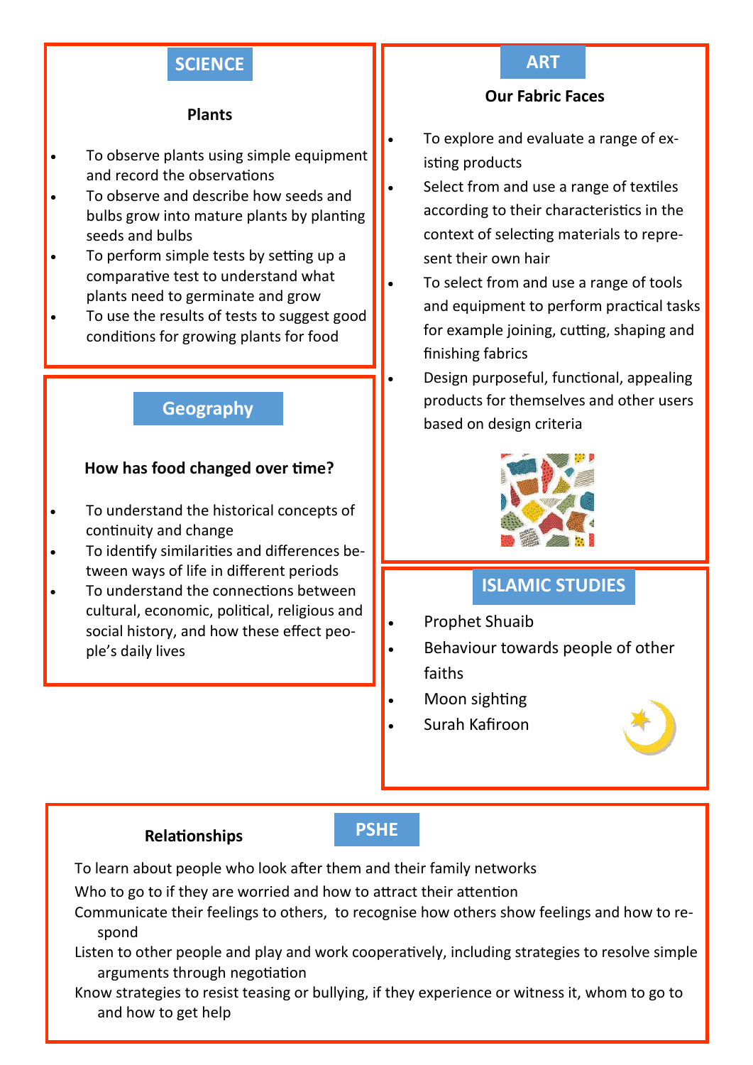## SCIENCE

**Plants**

- To observe plants using simple equipment and record the observations
- To observe and describe how seeds and bulbs grow into mature plants by planting seeds and bulbs
- To perform simple tests by setting up a comparative test to understand what plants need to germinate and grow
- To use the results of tests to suggest good conditions for growing plants for food

## Geography

**How has food changed over time?**

- To understand the historical concepts of continuity and change
- To identify similarities and differences between ways of life in different periods
- To understand the connections between cultural, economic, political, religious and social history, and how these effect people's daily lives

## ART

**Our Fabric Faces**

- To explore and evaluate a range of existing products
- Select from and use a range of textiles according to their characteristics in the context of selecting materials to represent their own hair
- To select from and use a range of tools and equipment to perform practical tasks for example joining, cutting, shaping and finishing fabrics
- Design purposeful, functional, appealing products for themselves and other users based on design criteria

## ISLAMIC STUDIES

- Prophet Shuaib
- Behaviour towards people of other faiths
- Moon sighting
- Surah Kafiroon

## PSHE

**Relationships**

To learn about people who look after them and their family networks

Who to go to if they are worried and how to attract their attention

Communicate their feelings to others, to recognise how others show feelings and how to respond

Listen to other people and play and work cooperatively, including strategies to resolve simple arguments through negotiation

Know strategies to resist teasing or bullying, if they experience or witness it, whom to go to and how to get help